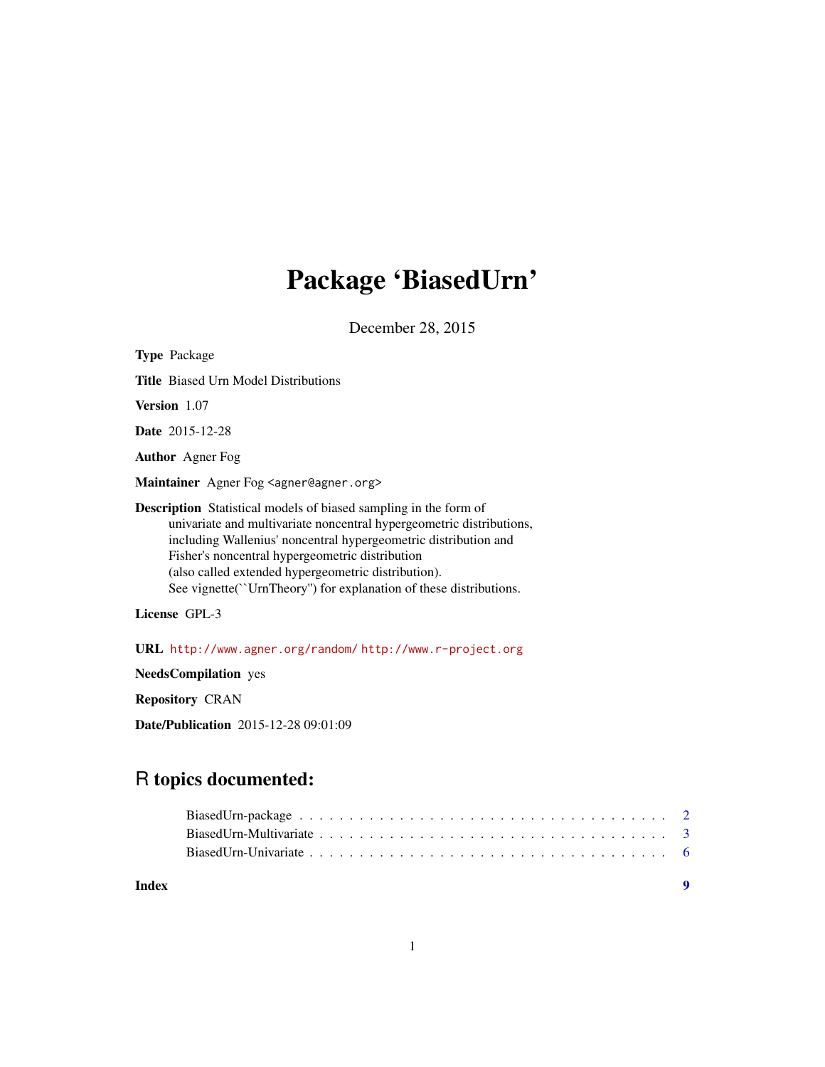# Package 'BiasedUrn'

December 28, 2015

**Type** Package

**Title** Biased Urn Model Distributions

**Version** 1.07

**Date** 2015-12-28

**Author** Agner Fog

**Maintainer** Agner Fog <agner@agner.org>

**Description** Statistical models of biased sampling in the form of univariate and multivariate noncentral hypergeometric distributions, including Wallenius' noncentral hypergeometric distribution and Fisher's noncentral hypergeometric distribution (also called extended hypergeometric distribution). See vignette(``UrnTheory'') for explanation of these distributions.

**License** GPL-3

**URL** http://www.agner.org/random/ http://www.r-project.org

**NeedsCompilation** yes

**Repository** CRAN

**Date/Publication** 2015-12-28 09:01:09

## R topics documented:

- BiasedUrn-package . . . . . . . . . . . . . . . . . . . . . . . . . . . . . . . . . . . . 2
- BiasedUrn-Multivariate . . . . . . . . . . . . . . . . . . . . . . . . . . . . . . . . . 3
- BiasedUrn-Univariate . . . . . . . . . . . . . . . . . . . . . . . . . . . . . . . . . . 6

**Index** 9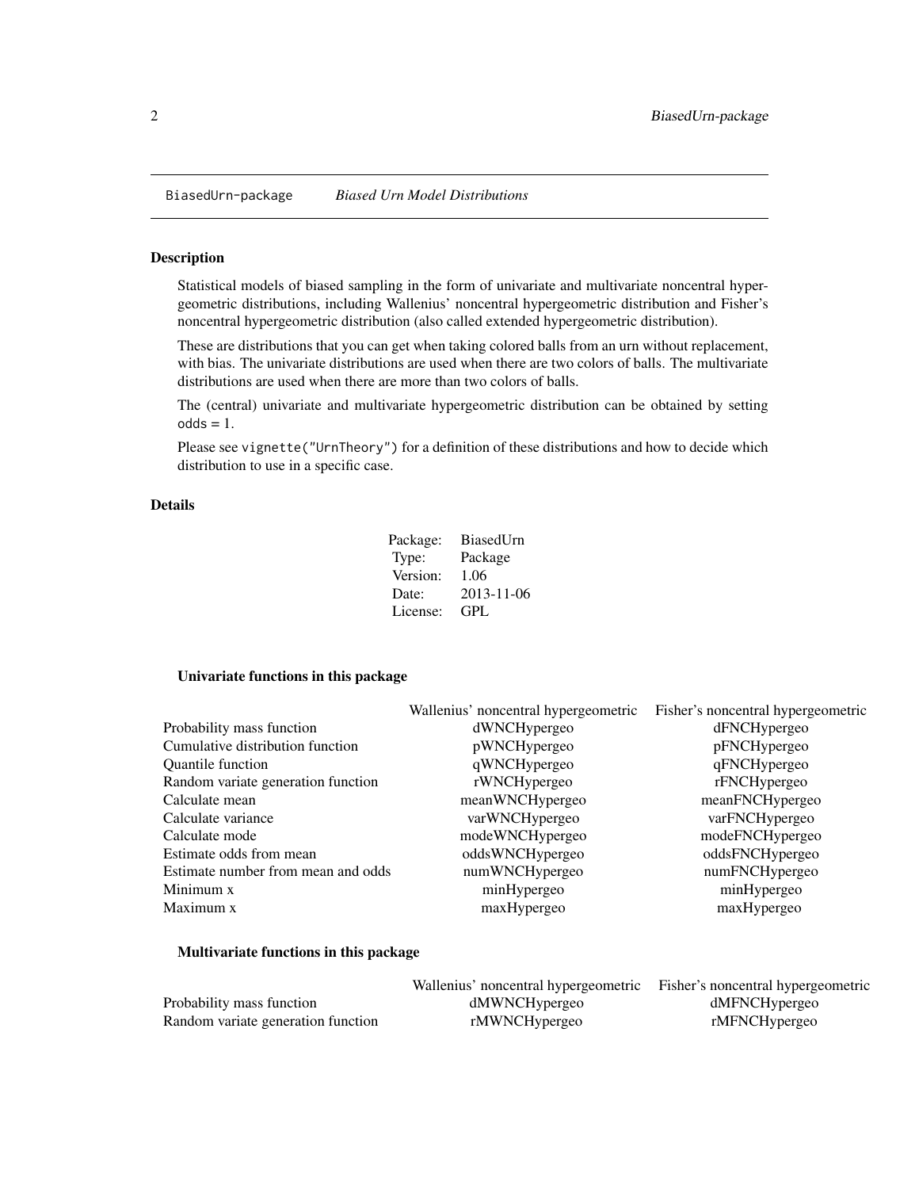BiasedUrn-package *Biased Urn Model Distributions*

### Description

Statistical models of biased sampling in the form of univariate and multivariate noncentral hypergeometric distributions, including Wallenius' noncentral hypergeometric distribution and Fisher's noncentral hypergeometric distribution (also called extended hypergeometric distribution).

These are distributions that you can get when taking colored balls from an urn without replacement, with bias. The univariate distributions are used when there are two colors of balls. The multivariate distributions are used when there are more than two colors of balls.

The (central) univariate and multivariate hypergeometric distribution can be obtained by setting `odds = 1`.

Please see `vignette("UrnTheory")` for a definition of these distributions and how to decide which distribution to use in a specific case.

### Details

| | |
|---|---|
| Package: | BiasedUrn |
| Type: | Package |
| Version: | 1.06 |
| Date: | 2013-11-06 |
| License: | GPL |

#### Univariate functions in this package

| | Wallenius' noncentral hypergeometric | Fisher's noncentral hypergeometric |
|---|---|---|
| Probability mass function | dWNCHypergeo | dFNCHypergeo |
| Cumulative distribution function | pWNCHypergeo | pFNCHypergeo |
| Quantile function | qWNCHypergeo | qFNCHypergeo |
| Random variate generation function | rWNCHypergeo | rFNCHypergeo |
| Calculate mean | meanWNCHypergeo | meanFNCHypergeo |
| Calculate variance | varWNCHypergeo | varFNCHypergeo |
| Calculate mode | modeWNCHypergeo | modeFNCHypergeo |
| Estimate odds from mean | oddsWNCHypergeo | oddsFNCHypergeo |
| Estimate number from mean and odds | numWNCHypergeo | numFNCHypergeo |
| Minimum x | minHypergeo | minHypergeo |
| Maximum x | maxHypergeo | maxHypergeo |

#### Multivariate functions in this package

| | Wallenius' noncentral hypergeometric | Fisher's noncentral hypergeometric |
|---|---|---|
| Probability mass function | dMWNCHypergeo | dMFNCHypergeo |
| Random variate generation function | rMWNCHypergeo | rMFNCHypergeo |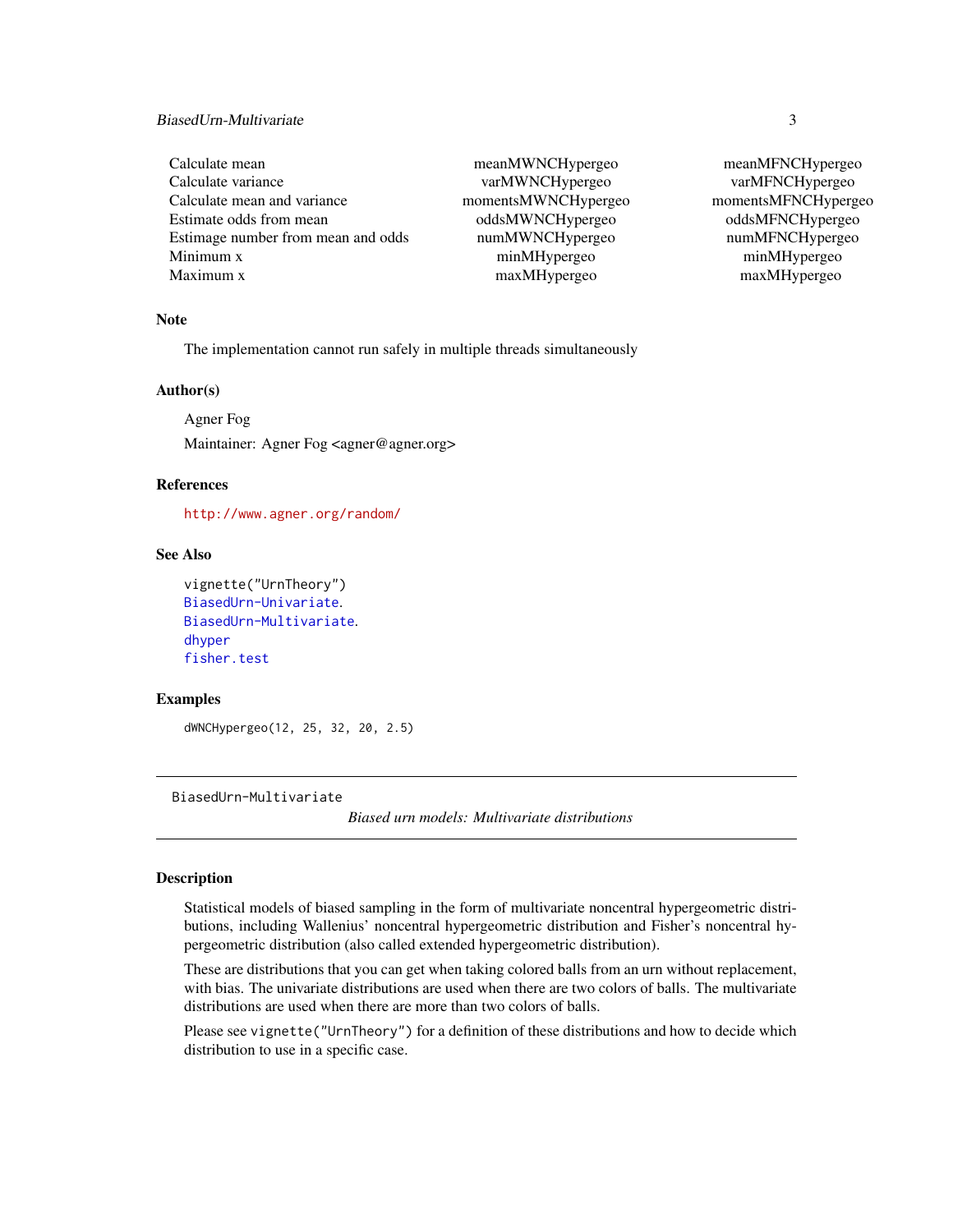| | | |
|---|---|---|
| Calculate mean | meanMWNCHypergeo | meanMFNCHypergeo |
| Calculate variance | varMWNCHypergeo | varMFNCHypergeo |
| Calculate mean and variance | momentsMWNCHypergeo | momentsMFNCHypergeo |
| Estimate odds from mean | oddsMWNCHypergeo | oddsMFNCHypergeo |
| Estimage number from mean and odds | numMWNCHypergeo | numMFNCHypergeo |
| Minimum x | minMHypergeo | minMHypergeo |
| Maximum x | maxMHypergeo | maxMHypergeo |

### Note

The implementation cannot run safely in multiple threads simultaneously

### Author(s)

Agner Fog

Maintainer: Agner Fog <agner@agner.org>

### References

http://www.agner.org/random/

### See Also

vignette("UrnTheory")
BiasedUrn-Univariate.
BiasedUrn-Multivariate.
dhyper
fisher.test

### Examples

```
dWNCHypergeo(12, 25, 32, 20, 2.5)
```

---

## BiasedUrn-Multivariate — *Biased urn models: Multivariate distributions*

### Description

Statistical models of biased sampling in the form of multivariate noncentral hypergeometric distributions, including Wallenius' noncentral hypergeometric distribution and Fisher's noncentral hypergeometric distribution (also called extended hypergeometric distribution).

These are distributions that you can get when taking colored balls from an urn without replacement, with bias. The univariate distributions are used when there are two colors of balls. The multivariate distributions are used when there are more than two colors of balls.

Please see vignette("UrnTheory") for a definition of these distributions and how to decide which distribution to use in a specific case.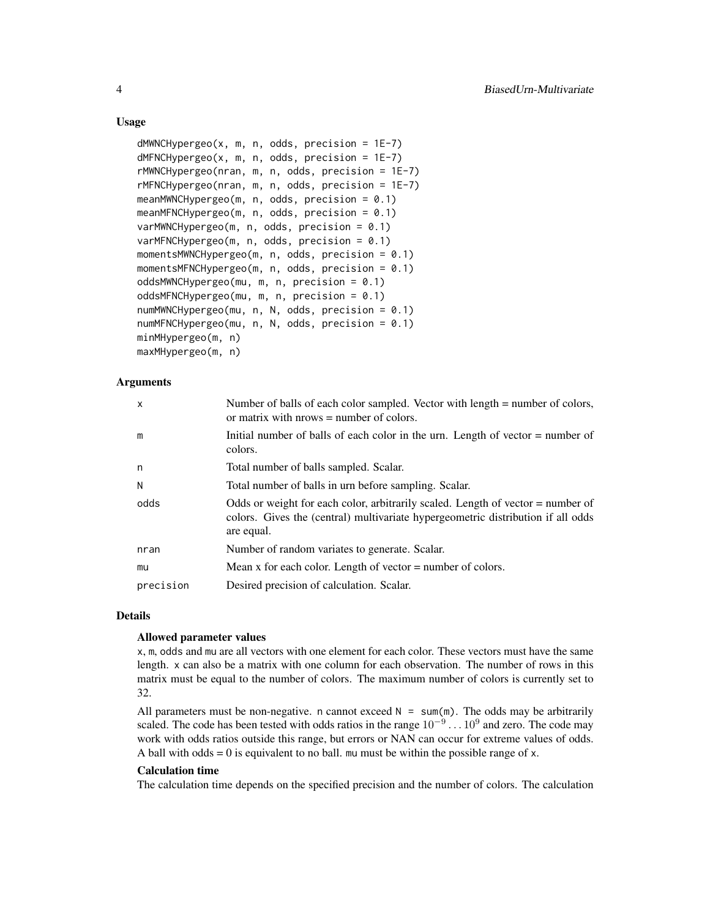## Usage

```
dMWNCHypergeo(x, m, n, odds, precision = 1E-7)
dMFNCHypergeo(x, m, n, odds, precision = 1E-7)
rMWNCHypergeo(nran, m, n, odds, precision = 1E-7)
rMFNCHypergeo(nran, m, n, odds, precision = 1E-7)
meanMWNCHypergeo(m, n, odds, precision = 0.1)
meanMFNCHypergeo(m, n, odds, precision = 0.1)
varMWNCHypergeo(m, n, odds, precision = 0.1)
varMFNCHypergeo(m, n, odds, precision = 0.1)
momentsMWNCHypergeo(m, n, odds, precision = 0.1)
momentsMFNCHypergeo(m, n, odds, precision = 0.1)
oddsMWNCHypergeo(mu, m, n, precision = 0.1)
oddsMFNCHypergeo(mu, m, n, precision = 0.1)
numMWNCHypergeo(mu, n, N, odds, precision = 0.1)
numMFNCHypergeo(mu, n, N, odds, precision = 0.1)
minMHypergeo(m, n)
maxMHypergeo(m, n)
```

## Arguments

| | |
|---|---|
| x | Number of balls of each color sampled. Vector with length = number of colors, or matrix with nrows = number of colors. |
| m | Initial number of balls of each color in the urn. Length of vector = number of colors. |
| n | Total number of balls sampled. Scalar. |
| N | Total number of balls in urn before sampling. Scalar. |
| odds | Odds or weight for each color, arbitrarily scaled. Length of vector = number of colors. Gives the (central) multivariate hypergeometric distribution if all odds are equal. |
| nran | Number of random variates to generate. Scalar. |
| mu | Mean x for each color. Length of vector = number of colors. |
| precision | Desired precision of calculation. Scalar. |

## Details

### Allowed parameter values

x, m, odds and mu are all vectors with one element for each color. These vectors must have the same length. x can also be a matrix with one column for each observation. The number of rows in this matrix must be equal to the number of colors. The maximum number of colors is currently set to 32.

All parameters must be non-negative. n cannot exceed N = sum(m). The odds may be arbitrarily scaled. The code has been tested with odds ratios in the range $10^{-9} \ldots 10^{9}$ and zero. The code may work with odds ratios outside this range, but errors or NAN can occur for extreme values of odds. A ball with odds = 0 is equivalent to no ball. mu must be within the possible range of x.

### Calculation time

The calculation time depends on the specified precision and the number of colors. The calculation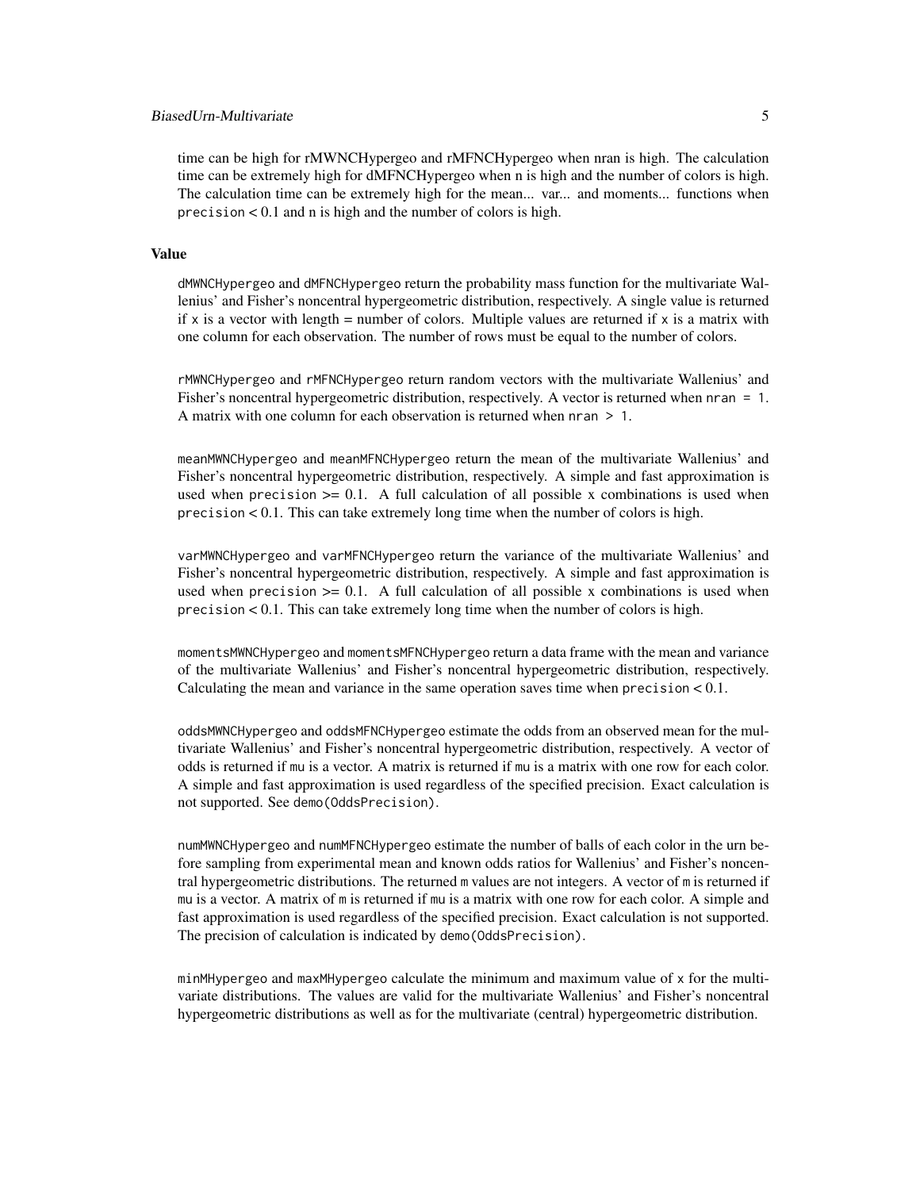time can be high for rMWNCHypergeo and rMFNCHypergeo when nran is high. The calculation time can be extremely high for dMFNCHypergeo when n is high and the number of colors is high. The calculation time can be extremely high for the mean... var... and moments... functions when `precision` < 0.1 and n is high and the number of colors is high.

## Value

`dMWNCHypergeo` and `dMFNCHypergeo` return the probability mass function for the multivariate Wallenius' and Fisher's noncentral hypergeometric distribution, respectively. A single value is returned if `x` is a vector with length = number of colors. Multiple values are returned if `x` is a matrix with one column for each observation. The number of rows must be equal to the number of colors.

`rMWNCHypergeo` and `rMFNCHypergeo` return random vectors with the multivariate Wallenius' and Fisher's noncentral hypergeometric distribution, respectively. A vector is returned when `nran = 1`. A matrix with one column for each observation is returned when `nran > 1`.

`meanMWNCHypergeo` and `meanMFNCHypergeo` return the mean of the multivariate Wallenius' and Fisher's noncentral hypergeometric distribution, respectively. A simple and fast approximation is used when `precision` >= 0.1. A full calculation of all possible x combinations is used when `precision` < 0.1. This can take extremely long time when the number of colors is high.

`varMWNCHypergeo` and `varMFNCHypergeo` return the variance of the multivariate Wallenius' and Fisher's noncentral hypergeometric distribution, respectively. A simple and fast approximation is used when `precision` >= 0.1. A full calculation of all possible x combinations is used when `precision` < 0.1. This can take extremely long time when the number of colors is high.

`momentsMWNCHypergeo` and `momentsMFNCHypergeo` return a data frame with the mean and variance of the multivariate Wallenius' and Fisher's noncentral hypergeometric distribution, respectively. Calculating the mean and variance in the same operation saves time when `precision` < 0.1.

`oddsMWNCHypergeo` and `oddsMFNCHypergeo` estimate the odds from an observed mean for the multivariate Wallenius' and Fisher's noncentral hypergeometric distribution, respectively. A vector of odds is returned if `mu` is a vector. A matrix is returned if `mu` is a matrix with one row for each color. A simple and fast approximation is used regardless of the specified precision. Exact calculation is not supported. See `demo(OddsPrecision)`.

`numMWNCHypergeo` and `numMFNCHypergeo` estimate the number of balls of each color in the urn before sampling from experimental mean and known odds ratios for Wallenius' and Fisher's noncentral hypergeometric distributions. The returned `m` values are not integers. A vector of `m` is returned if `mu` is a vector. A matrix of `m` is returned if `mu` is a matrix with one row for each color. A simple and fast approximation is used regardless of the specified precision. Exact calculation is not supported. The precision of calculation is indicated by `demo(OddsPrecision)`.

`minMHypergeo` and `maxMHypergeo` calculate the minimum and maximum value of `x` for the multivariate distributions. The values are valid for the multivariate Wallenius' and Fisher's noncentral hypergeometric distributions as well as for the multivariate (central) hypergeometric distribution.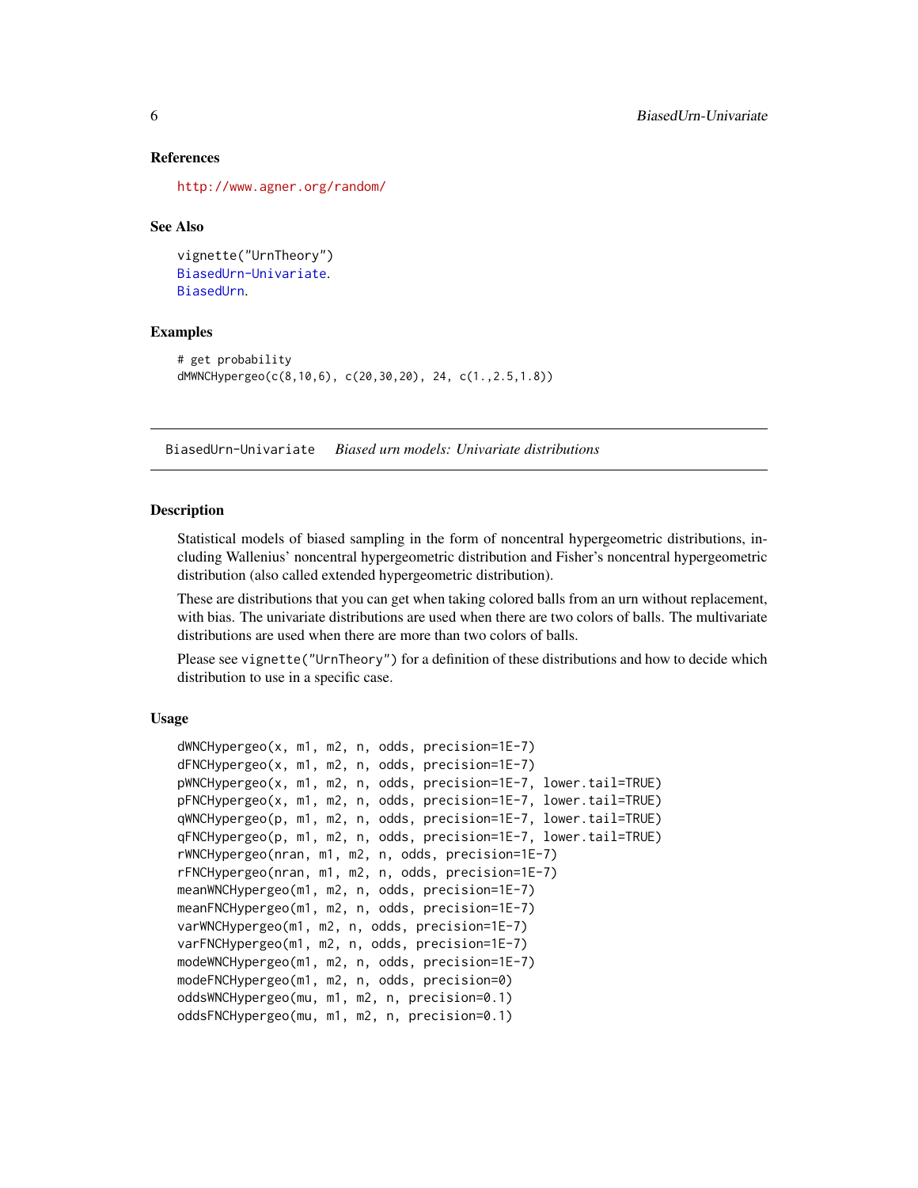### References

http://www.agner.org/random/

### See Also

vignette("UrnTheory")
BiasedUrn-Univariate.
BiasedUrn.

### Examples

```
# get probability
dMWNCHypergeo(c(8,10,6), c(20,30,20), 24, c(1.,2.5,1.8))
```

---

## BiasedUrn-Univariate *Biased urn models: Univariate distributions*

---

### Description

Statistical models of biased sampling in the form of noncentral hypergeometric distributions, including Wallenius' noncentral hypergeometric distribution and Fisher's noncentral hypergeometric distribution (also called extended hypergeometric distribution).

These are distributions that you can get when taking colored balls from an urn without replacement, with bias. The univariate distributions are used when there are two colors of balls. The multivariate distributions are used when there are more than two colors of balls.

Please see `vignette("UrnTheory")` for a definition of these distributions and how to decide which distribution to use in a specific case.

### Usage

```
dWNCHypergeo(x, m1, m2, n, odds, precision=1E-7)
dFNCHypergeo(x, m1, m2, n, odds, precision=1E-7)
pWNCHypergeo(x, m1, m2, n, odds, precision=1E-7, lower.tail=TRUE)
pFNCHypergeo(x, m1, m2, n, odds, precision=1E-7, lower.tail=TRUE)
qWNCHypergeo(p, m1, m2, n, odds, precision=1E-7, lower.tail=TRUE)
qFNCHypergeo(p, m1, m2, n, odds, precision=1E-7, lower.tail=TRUE)
rWNCHypergeo(nran, m1, m2, n, odds, precision=1E-7)
rFNCHypergeo(nran, m1, m2, n, odds, precision=1E-7)
meanWNCHypergeo(m1, m2, n, odds, precision=1E-7)
meanFNCHypergeo(m1, m2, n, odds, precision=1E-7)
varWNCHypergeo(m1, m2, n, odds, precision=1E-7)
varFNCHypergeo(m1, m2, n, odds, precision=1E-7)
modeWNCHypergeo(m1, m2, n, odds, precision=1E-7)
modeFNCHypergeo(m1, m2, n, odds, precision=0)
oddsWNCHypergeo(mu, m1, m2, n, precision=0.1)
oddsFNCHypergeo(mu, m1, m2, n, precision=0.1)
```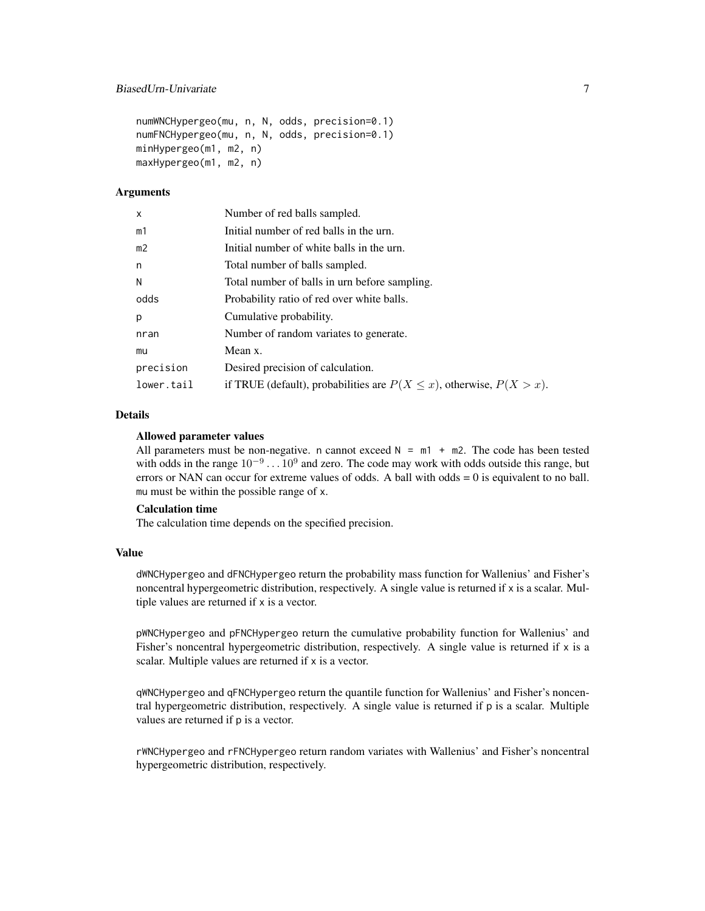```
numWNCHypergeo(mu, n, N, odds, precision=0.1)
numFNCHypergeo(mu, n, N, odds, precision=0.1)
minHypergeo(m1, m2, n)
maxHypergeo(m1, m2, n)
```

## Arguments

| | |
|---|---|
| x | Number of red balls sampled. |
| m1 | Initial number of red balls in the urn. |
| m2 | Initial number of white balls in the urn. |
| n | Total number of balls sampled. |
| N | Total number of balls in urn before sampling. |
| odds | Probability ratio of red over white balls. |
| p | Cumulative probability. |
| nran | Number of random variates to generate. |
| mu | Mean x. |
| precision | Desired precision of calculation. |
| lower.tail | if TRUE (default), probabilities are $P(X \leq x)$, otherwise, $P(X > x)$. |

## Details

**Allowed parameter values**

All parameters must be non-negative. n cannot exceed `N = m1 + m2`. The code has been tested with odds in the range $10^{-9} \ldots 10^{9}$ and zero. The code may work with odds outside this range, but errors or NAN can occur for extreme values of odds. A ball with odds = 0 is equivalent to no ball. mu must be within the possible range of x.

**Calculation time**

The calculation time depends on the specified precision.

## Value

dWNCHypergeo and dFNCHypergeo return the probability mass function for Wallenius' and Fisher's noncentral hypergeometric distribution, respectively. A single value is returned if x is a scalar. Multiple values are returned if x is a vector.

pWNCHypergeo and pFNCHypergeo return the cumulative probability function for Wallenius' and Fisher's noncentral hypergeometric distribution, respectively. A single value is returned if x is a scalar. Multiple values are returned if x is a vector.

qWNCHypergeo and qFNCHypergeo return the quantile function for Wallenius' and Fisher's noncentral hypergeometric distribution, respectively. A single value is returned if p is a scalar. Multiple values are returned if p is a vector.

rWNCHypergeo and rFNCHypergeo return random variates with Wallenius' and Fisher's noncentral hypergeometric distribution, respectively.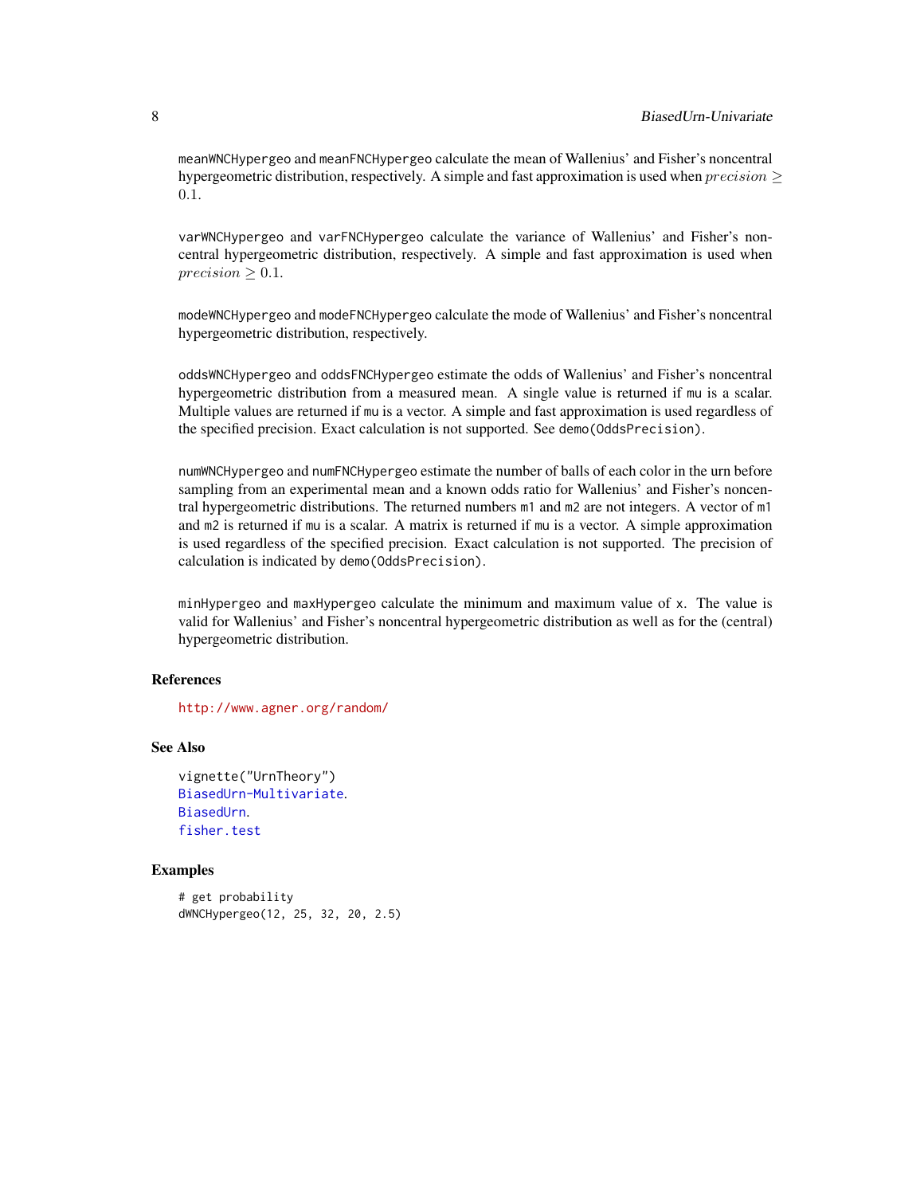meanWNCHypergeo and meanFNCHypergeo calculate the mean of Wallenius' and Fisher's noncentral hypergeometric distribution, respectively. A simple and fast approximation is used when $precision \geq 0.1$.

varWNCHypergeo and varFNCHypergeo calculate the variance of Wallenius' and Fisher's noncentral hypergeometric distribution, respectively. A simple and fast approximation is used when $precision \geq 0.1$.

modeWNCHypergeo and modeFNCHypergeo calculate the mode of Wallenius' and Fisher's noncentral hypergeometric distribution, respectively.

oddsWNCHypergeo and oddsFNCHypergeo estimate the odds of Wallenius' and Fisher's noncentral hypergeometric distribution from a measured mean. A single value is returned if mu is a scalar. Multiple values are returned if mu is a vector. A simple and fast approximation is used regardless of the specified precision. Exact calculation is not supported. See demo(OddsPrecision).

numWNCHypergeo and numFNCHypergeo estimate the number of balls of each color in the urn before sampling from an experimental mean and a known odds ratio for Wallenius' and Fisher's noncentral hypergeometric distributions. The returned numbers m1 and m2 are not integers. A vector of m1 and m2 is returned if mu is a scalar. A matrix is returned if mu is a vector. A simple approximation is used regardless of the specified precision. Exact calculation is not supported. The precision of calculation is indicated by demo(OddsPrecision).

minHypergeo and maxHypergeo calculate the minimum and maximum value of x. The value is valid for Wallenius' and Fisher's noncentral hypergeometric distribution as well as for the (central) hypergeometric distribution.

## References

http://www.agner.org/random/

## See Also

vignette("UrnTheory")
BiasedUrn-Multivariate.
BiasedUrn.
fisher.test

## Examples

```
# get probability
dWNCHypergeo(12, 25, 32, 20, 2.5)
```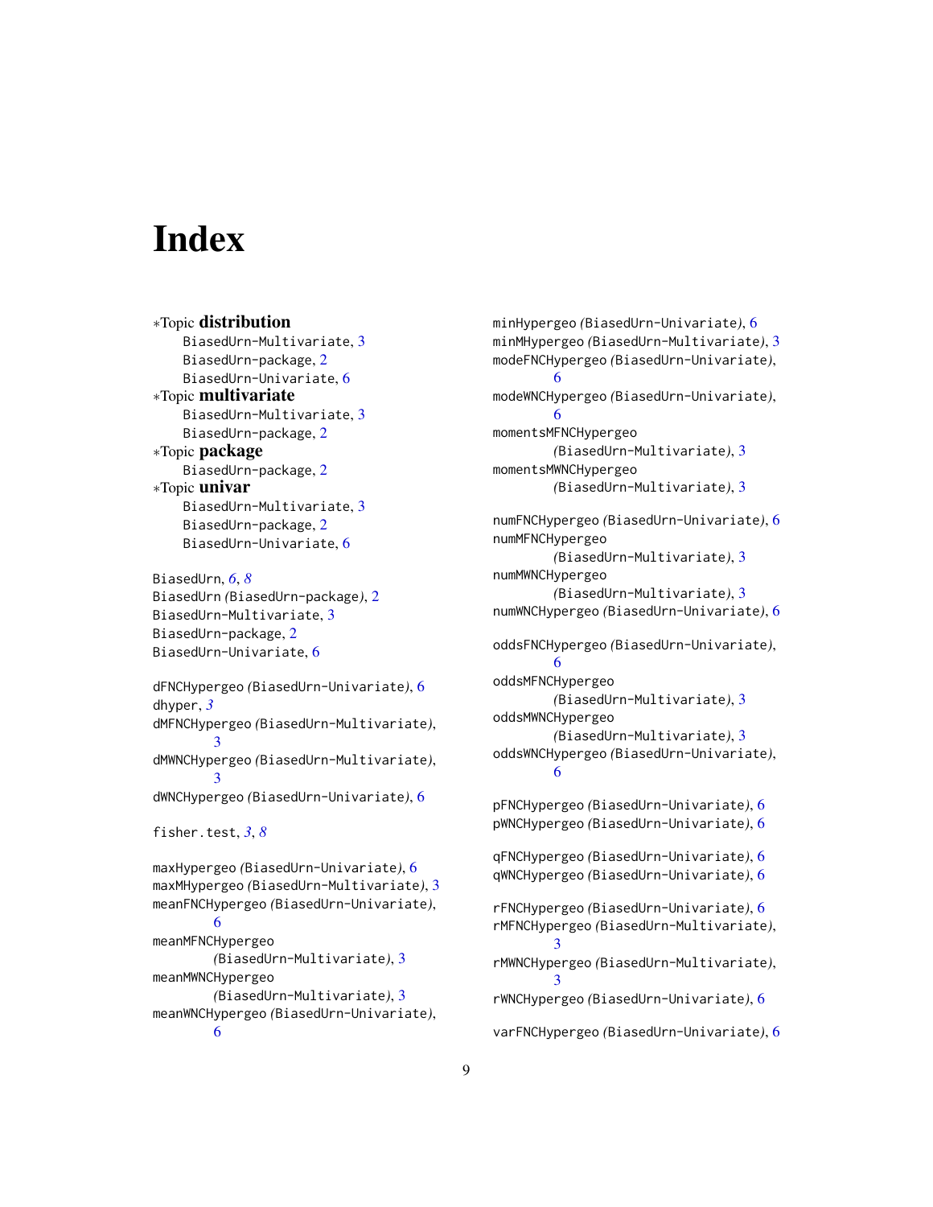# Index

*Topic **distribution**
  BiasedUrn-Multivariate, 3
  BiasedUrn-package, 2
  BiasedUrn-Univariate, 6
*Topic **multivariate**
  BiasedUrn-Multivariate, 3
  BiasedUrn-package, 2
*Topic **package**
  BiasedUrn-package, 2
*Topic **univar**
  BiasedUrn-Multivariate, 3
  BiasedUrn-package, 2
  BiasedUrn-Univariate, 6

BiasedUrn, *6*, *8*
BiasedUrn *(*BiasedUrn-package*)*, 2
BiasedUrn-Multivariate, 3
BiasedUrn-package, 2
BiasedUrn-Univariate, 6

dFNCHypergeo *(*BiasedUrn-Univariate*)*, 6
dhyper, *3*
dMFNCHypergeo *(*BiasedUrn-Multivariate*)*, 3
dMWNCHypergeo *(*BiasedUrn-Multivariate*)*, 3
dWNCHypergeo *(*BiasedUrn-Univariate*)*, 6

fisher.test, *3*, *8*

maxHypergeo *(*BiasedUrn-Univariate*)*, 6
maxMHypergeo *(*BiasedUrn-Multivariate*)*, 3
meanFNCHypergeo *(*BiasedUrn-Univariate*)*, 6
meanMFNCHypergeo *(*BiasedUrn-Multivariate*)*, 3
meanMWNCHypergeo *(*BiasedUrn-Multivariate*)*, 3
meanWNCHypergeo *(*BiasedUrn-Univariate*)*, 6
minHypergeo *(*BiasedUrn-Univariate*)*, 6
minMHypergeo *(*BiasedUrn-Multivariate*)*, 3
modeFNCHypergeo *(*BiasedUrn-Univariate*)*, 6
modeWNCHypergeo *(*BiasedUrn-Univariate*)*, 6
momentsMFNCHypergeo *(*BiasedUrn-Multivariate*)*, 3
momentsMWNCHypergeo *(*BiasedUrn-Multivariate*)*, 3

numFNCHypergeo *(*BiasedUrn-Univariate*)*, 6
numMFNCHypergeo *(*BiasedUrn-Multivariate*)*, 3
numMWNCHypergeo *(*BiasedUrn-Multivariate*)*, 3
numWNCHypergeo *(*BiasedUrn-Univariate*)*, 6

oddsFNCHypergeo *(*BiasedUrn-Univariate*)*, 6
oddsMFNCHypergeo *(*BiasedUrn-Multivariate*)*, 3
oddsMWNCHypergeo *(*BiasedUrn-Multivariate*)*, 3
oddsWNCHypergeo *(*BiasedUrn-Univariate*)*, 6

pFNCHypergeo *(*BiasedUrn-Univariate*)*, 6
pWNCHypergeo *(*BiasedUrn-Univariate*)*, 6

qFNCHypergeo *(*BiasedUrn-Univariate*)*, 6
qWNCHypergeo *(*BiasedUrn-Univariate*)*, 6

rFNCHypergeo *(*BiasedUrn-Univariate*)*, 6
rMFNCHypergeo *(*BiasedUrn-Multivariate*)*, 3
rMWNCHypergeo *(*BiasedUrn-Multivariate*)*, 3
rWNCHypergeo *(*BiasedUrn-Univariate*)*, 6

varFNCHypergeo *(*BiasedUrn-Univariate*)*, 6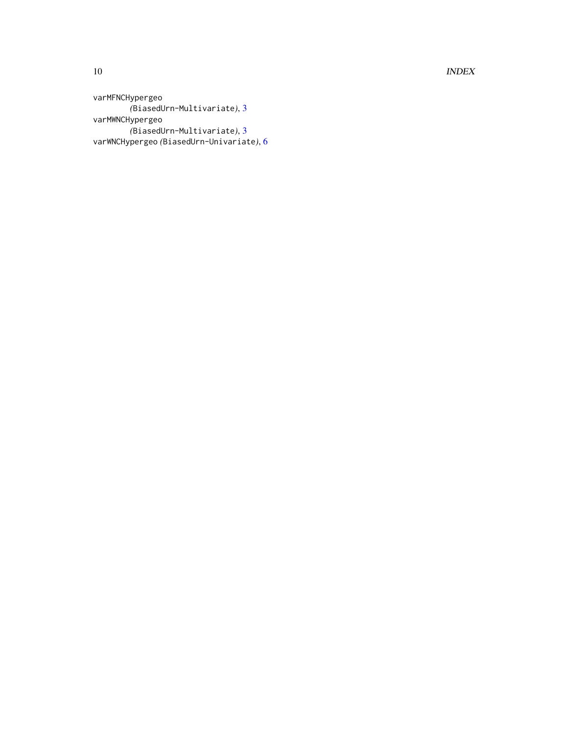varMFNCHypergeo
(BiasedUrn-Multivariate), 3
varMWNCHypergeo
(BiasedUrn-Multivariate), 3
varWNCHypergeo (BiasedUrn-Univariate), 6